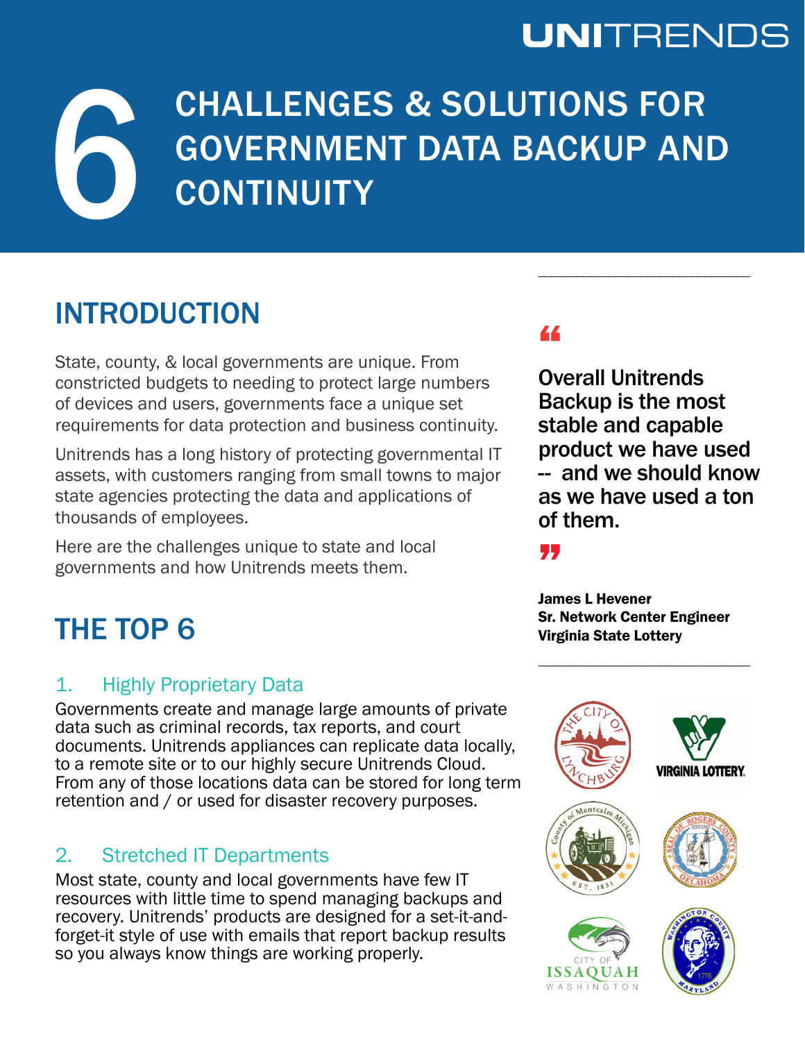UNITRENDS

# 6 CHALLENGES & SOLUTIONS FOR GOVERNMENT DATA BACKUP AND CONTINUITY

## INTRODUCTION

State, county, & local governments are unique. From constricted budgets to needing to protect large numbers of devices and users, governments face a unique set requirements for data protection and business continuity.

Unitrends has a long history of protecting governmental IT assets, with customers ranging from small towns to major state agencies protecting the data and applications of thousands of employees.

Here are the challenges unique to state and local governments and how Unitrends meets them.

> **"Overall Unitrends Backup is the most stable and capable product we have used -- and we should know as we have used a ton of them."**
>
> **James L Hevener**
> **Sr. Network Center Engineer**
> **Virginia State Lottery**

## THE TOP 6

### 1. Highly Proprietary Data

Governments create and manage large amounts of private data such as criminal records, tax reports, and court documents. Unitrends appliances can replicate data locally, to a remote site or to our highly secure Unitrends Cloud. From any of those locations data can be stored for long term retention and / or used for disaster recovery purposes.

### 2. Stretched IT Departments

Most state, county and local governments have few IT resources with little time to spend managing backups and recovery. Unitrends' products are designed for a set-it-and-forget-it style of use with emails that report backup results so you always know things are working properly.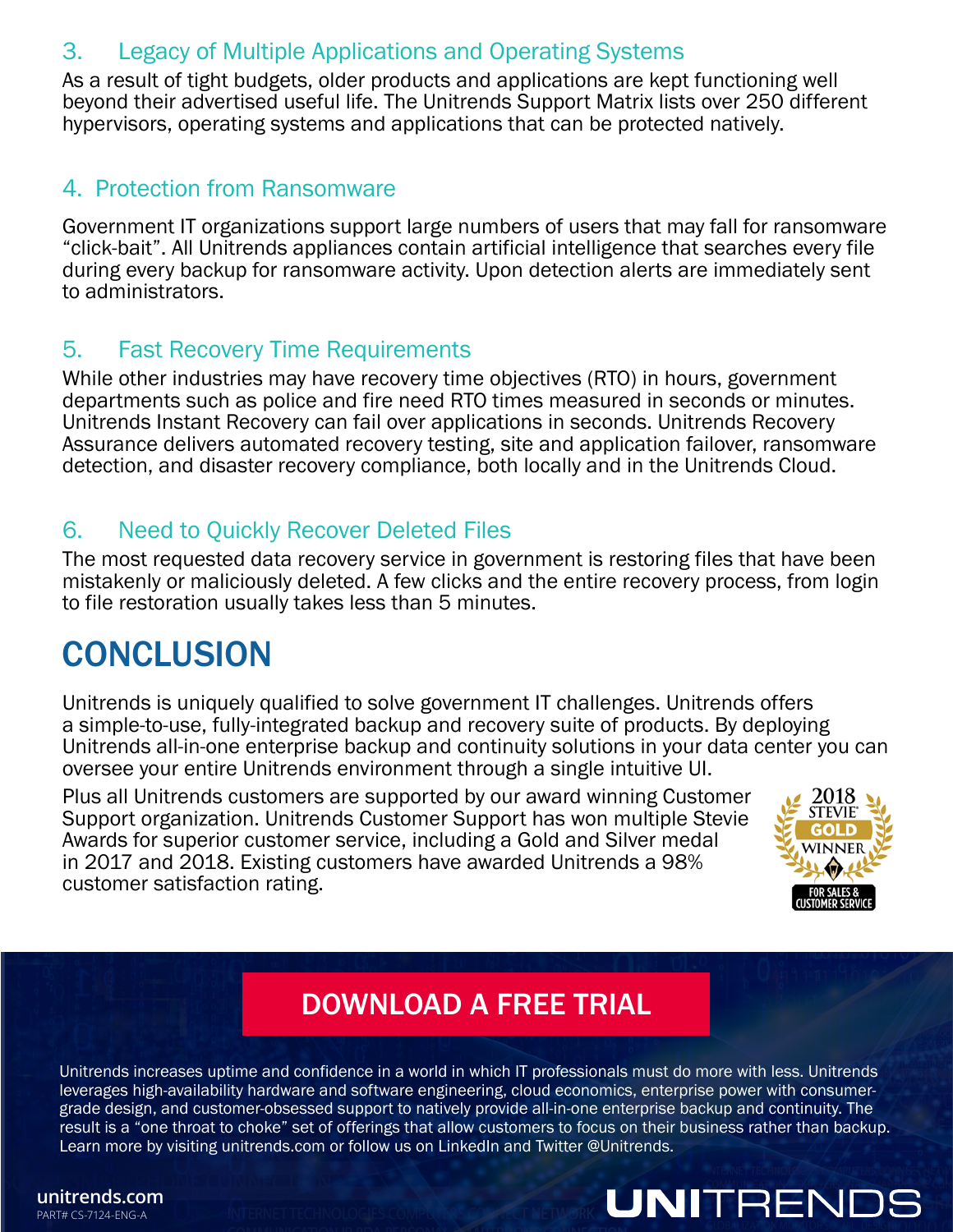### 3. Legacy of Multiple Applications and Operating Systems

As a result of tight budgets, older products and applications are kept functioning well beyond their advertised useful life. The Unitrends Support Matrix lists over 250 different hypervisors, operating systems and applications that can be protected natively.

### 4. Protection from Ransomware

Government IT organizations support large numbers of users that may fall for ransomware "click-bait". All Unitrends appliances contain artificial intelligence that searches every file during every backup for ransomware activity. Upon detection alerts are immediately sent to administrators.

### 5. Fast Recovery Time Requirements

While other industries may have recovery time objectives (RTO) in hours, government departments such as police and fire need RTO times measured in seconds or minutes. Unitrends Instant Recovery can fail over applications in seconds. Unitrends Recovery Assurance delivers automated recovery testing, site and application failover, ransomware detection, and disaster recovery compliance, both locally and in the Unitrends Cloud.

### 6. Need to Quickly Recover Deleted Files

The most requested data recovery service in government is restoring files that have been mistakenly or maliciously deleted. A few clicks and the entire recovery process, from login to file restoration usually takes less than 5 minutes.

## CONCLUSION

Unitrends is uniquely qualified to solve government IT challenges. Unitrends offers a simple-to-use, fully-integrated backup and recovery suite of products. By deploying Unitrends all-in-one enterprise backup and continuity solutions in your data center you can oversee your entire Unitrends environment through a single intuitive UI.

Plus all Unitrends customers are supported by our award winning Customer Support organization. Unitrends Customer Support has won multiple Stevie Awards for superior customer service, including a Gold and Silver medal in 2017 and 2018. Existing customers have awarded Unitrends a 98% customer satisfaction rating.

2018 STEVIE® GOLD WINNER FOR SALES & CUSTOMER SERVICE

**DOWNLOAD A FREE TRIAL**

Unitrends increases uptime and confidence in a world in which IT professionals must do more with less. Unitrends leverages high-availability hardware and software engineering, cloud economics, enterprise power with consumer-grade design, and customer-obsessed support to natively provide all-in-one enterprise backup and continuity. The result is a "one throat to choke" set of offerings that allow customers to focus on their business rather than backup. Learn more by visiting unitrends.com or follow us on LinkedIn and Twitter @Unitrends.

unitrends.com
PART# CS-7124-ENG-A

UNITRENDS